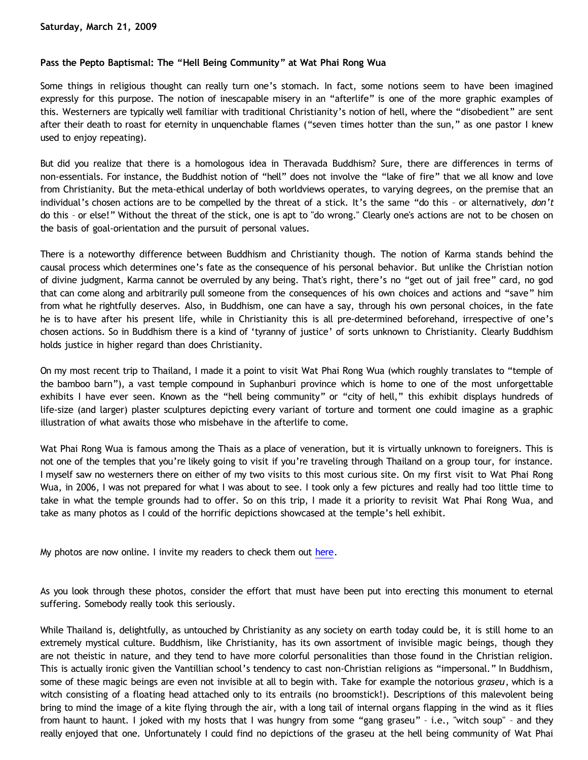**Saturday, March 21, 2009**

**Pass the Pepto Baptismal: The "Hell Being Community" at Wat Phai Rong Wua**

Some things in religious thought can really turn one's stomach. In fact, some notions seem to have been imagined expressly for this purpose. The notion of inescapable misery in an "afterlife" is one of the more graphic examples of this. Westerners are typically well familiar with traditional Christianity's notion of hell, where the "disobedient" are sent after their death to roast for eternity in unquenchable flames ("seven times hotter than the sun," as one pastor I knew used to enjoy repeating).

But did you realize that there is a homologous idea in Theravada Buddhism? Sure, there are differences in terms of non-essentials. For instance, the Buddhist notion of "hell" does not involve the "lake of fire" that we all know and love from Christianity. But the meta-ethical underlay of both worldviews operates, to varying degrees, on the premise that an individual's chosen actions are to be compelled by the threat of a stick. It's the same "do this – or alternatively, ***don't*** do this – or else!" Without the threat of the stick, one is apt to "do wrong." Clearly one's actions are not to be chosen on the basis of goal-orientation and the pursuit of personal values.

There is a noteworthy difference between Buddhism and Christianity though. The notion of Karma stands behind the causal process which determines one's fate as the consequence of his personal behavior. But unlike the Christian notion of divine judgment, Karma cannot be overruled by any being. That's right, there's no "get out of jail free" card, no god that can come along and arbitrarily pull someone from the consequences of his own choices and actions and "save" him from what he rightfully deserves. Also, in Buddhism, one can have a say, through his own personal choices, in the fate he is to have after his present life, while in Christianity this is all pre-determined beforehand, irrespective of one's chosen actions. So in Buddhism there is a kind of 'tyranny of justice' of sorts unknown to Christianity. Clearly Buddhism holds justice in higher regard than does Christianity.

On my most recent trip to Thailand, I made it a point to visit Wat Phai Rong Wua (which roughly translates to "temple of the bamboo barn"), a vast temple compound in Suphanburi province which is home to one of the most unforgettable exhibits I have ever seen. Known as the "hell being community" or "city of hell," this exhibit displays hundreds of life-size (and larger) plaster sculptures depicting every variant of torture and torment one could imagine as a graphic illustration of what awaits those who misbehave in the afterlife to come.

Wat Phai Rong Wua is famous among the Thais as a place of veneration, but it is virtually unknown to foreigners. This is not one of the temples that you're likely going to visit if you're traveling through Thailand on a group tour, for instance. I myself saw no westerners there on either of my two visits to this most curious site. On my first visit to Wat Phai Rong Wua, in 2006, I was not prepared for what I was about to see. I took only a few pictures and really had too little time to take in what the temple grounds had to offer. So on this trip, I made it a priority to revisit Wat Phai Rong Wua, and take as many photos as I could of the horrific depictions showcased at the temple's hell exhibit.

My photos are now online. I invite my readers to check them out here.

As you look through these photos, consider the effort that must have been put into erecting this monument to eternal suffering. Somebody really took this seriously.

While Thailand is, delightfully, as untouched by Christianity as any society on earth today could be, it is still home to an extremely mystical culture. Buddhism, like Christianity, has its own assortment of invisible magic beings, though they are not theistic in nature, and they tend to have more colorful personalities than those found in the Christian religion. This is actually ironic given the Vantillian school's tendency to cast non-Christian religions as "impersonal." In Buddhism, some of these magic beings are even not invisible at all to begin with. Take for example the notorious *graseu*, which is a witch consisting of a floating head attached only to its entrails (no broomstick!). Descriptions of this malevolent being bring to mind the image of a kite flying through the air, with a long tail of internal organs flapping in the wind as it flies from haunt to haunt. I joked with my hosts that I was hungry from some "gang graseu" – i.e., "witch soup" – and they really enjoyed that one. Unfortunately I could find no depictions of the graseu at the hell being community of Wat Phai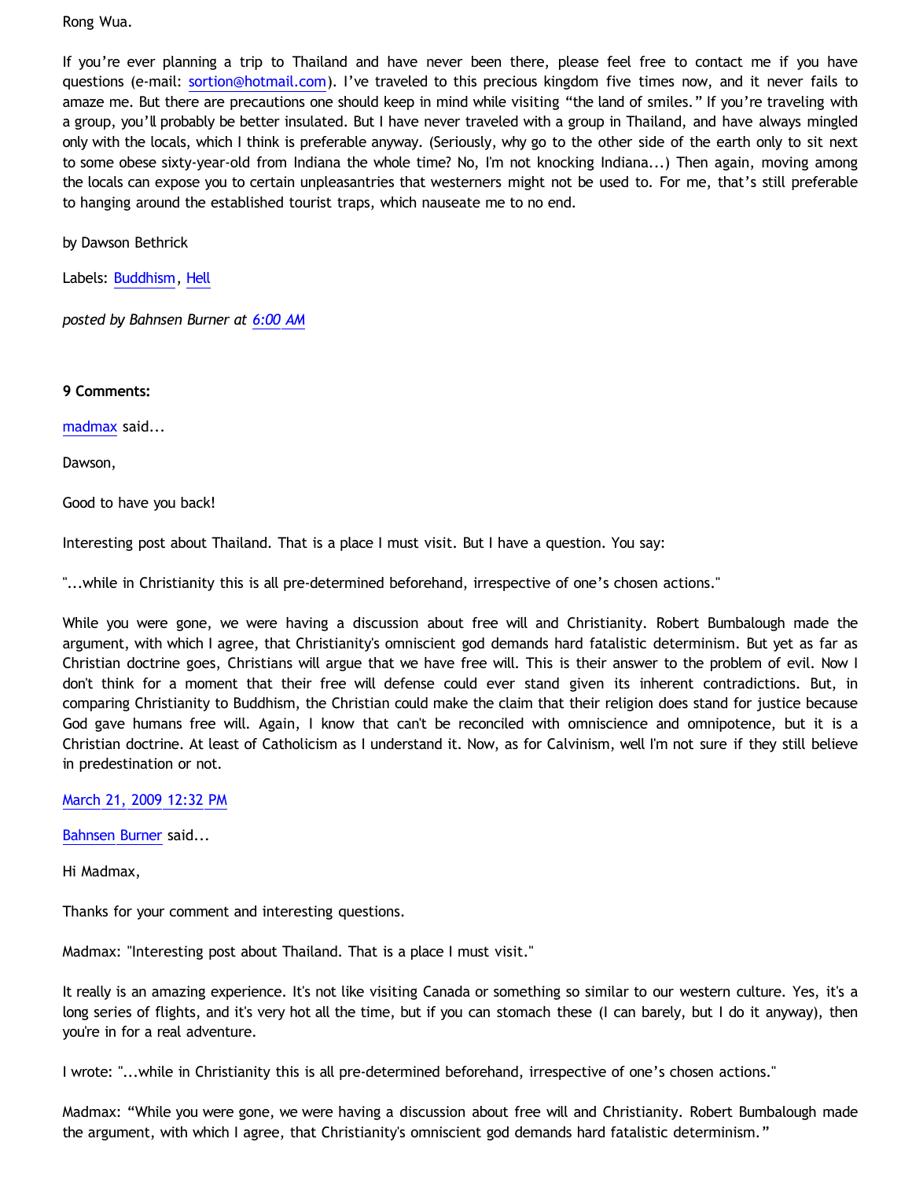Rong Wua.

If you're ever planning a trip to Thailand and have never been there, please feel free to contact me if you have questions (e-mail: sortion@hotmail.com). I've traveled to this precious kingdom five times now, and it never fails to amaze me. But there are precautions one should keep in mind while visiting "the land of smiles." If you're traveling with a group, you'll probably be better insulated. But I have never traveled with a group in Thailand, and have always mingled only with the locals, which I think is preferable anyway. (Seriously, why go to the other side of the earth only to sit next to some obese sixty-year-old from Indiana the whole time? No, I'm not knocking Indiana...) Then again, moving among the locals can expose you to certain unpleasantries that westerners might not be used to. For me, that's still preferable to hanging around the established tourist traps, which nauseate me to no end.

by Dawson Bethrick

Labels: Buddhism, Hell

*posted by Bahnsen Burner at 6:00 AM*

**9 Comments:**

madmax said...

Dawson,

Good to have you back!

Interesting post about Thailand. That is a place I must visit. But I have a question. You say:

"...while in Christianity this is all pre-determined beforehand, irrespective of one's chosen actions."

While you were gone, we were having a discussion about free will and Christianity. Robert Bumbalough made the argument, with which I agree, that Christianity's omniscient god demands hard fatalistic determinism. But yet as far as Christian doctrine goes, Christians will argue that we have free will. This is their answer to the problem of evil. Now I don't think for a moment that their free will defense could ever stand given its inherent contradictions. But, in comparing Christianity to Buddhism, the Christian could make the claim that their religion does stand for justice because God gave humans free will. Again, I know that can't be reconciled with omniscience and omnipotence, but it is a Christian doctrine. At least of Catholicism as I understand it. Now, as for Calvinism, well I'm not sure if they still believe in predestination or not.

March 21, 2009 12:32 PM

Bahnsen Burner said...

Hi Madmax,

Thanks for your comment and interesting questions.

Madmax: "Interesting post about Thailand. That is a place I must visit."

It really is an amazing experience. It's not like visiting Canada or something so similar to our western culture. Yes, it's a long series of flights, and it's very hot all the time, but if you can stomach these (I can barely, but I do it anyway), then you're in for a real adventure.

I wrote: "...while in Christianity this is all pre-determined beforehand, irrespective of one's chosen actions."

Madmax: "While you were gone, we were having a discussion about free will and Christianity. Robert Bumbalough made the argument, with which I agree, that Christianity's omniscient god demands hard fatalistic determinism."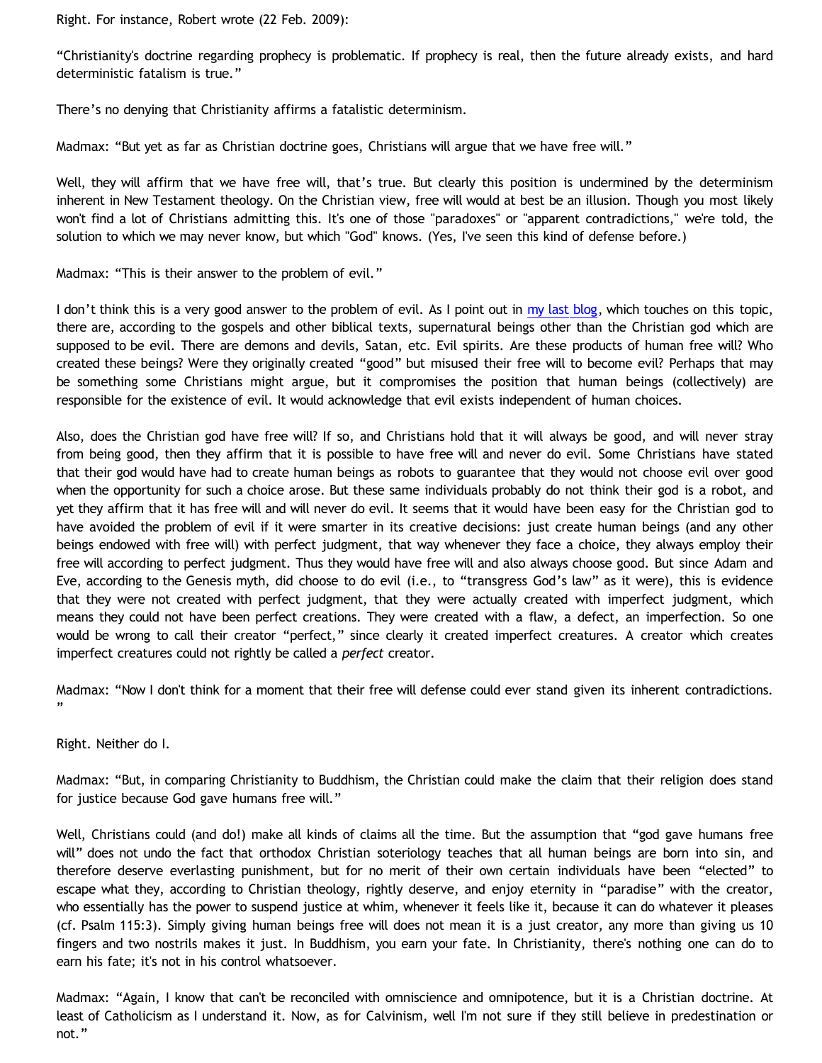Right. For instance, Robert wrote (22 Feb. 2009):

"Christianity's doctrine regarding prophecy is problematic. If prophecy is real, then the future already exists, and hard deterministic fatalism is true."

There's no denying that Christianity affirms a fatalistic determinism.

Madmax: "But yet as far as Christian doctrine goes, Christians will argue that we have free will."

Well, they will affirm that we have free will, that's true. But clearly this position is undermined by the determinism inherent in New Testament theology. On the Christian view, free will would at best be an illusion. Though you most likely won't find a lot of Christians admitting this. It's one of those "paradoxes" or "apparent contradictions," we're told, the solution to which we may never know, but which "God" knows. (Yes, I've seen this kind of defense before.)

Madmax: "This is their answer to the problem of evil."

I don't think this is a very good answer to the problem of evil. As I point out in my last blog, which touches on this topic, there are, according to the gospels and other biblical texts, supernatural beings other than the Christian god which are supposed to be evil. There are demons and devils, Satan, etc. Evil spirits. Are these products of human free will? Who created these beings? Were they originally created "good" but misused their free will to become evil? Perhaps that may be something some Christians might argue, but it compromises the position that human beings (collectively) are responsible for the existence of evil. It would acknowledge that evil exists independent of human choices.

Also, does the Christian god have free will? If so, and Christians hold that it will always be good, and will never stray from being good, then they affirm that it is possible to have free will and never do evil. Some Christians have stated that their god would have had to create human beings as robots to guarantee that they would not choose evil over good when the opportunity for such a choice arose. But these same individuals probably do not think their god is a robot, and yet they affirm that it has free will and will never do evil. It seems that it would have been easy for the Christian god to have avoided the problem of evil if it were smarter in its creative decisions: just create human beings (and any other beings endowed with free will) with perfect judgment, that way whenever they face a choice, they always employ their free will according to perfect judgment. Thus they would have free will and also always choose good. But since Adam and Eve, according to the Genesis myth, did choose to do evil (i.e., to "transgress God's law" as it were), this is evidence that they were not created with perfect judgment, that they were actually created with imperfect judgment, which means they could not have been perfect creations. They were created with a flaw, a defect, an imperfection. So one would be wrong to call their creator "perfect," since clearly it created imperfect creatures. A creator which creates imperfect creatures could not rightly be called a *perfect* creator.

Madmax: "Now I don't think for a moment that their free will defense could ever stand given its inherent contradictions."

Right. Neither do I.

Madmax: "But, in comparing Christianity to Buddhism, the Christian could make the claim that their religion does stand for justice because God gave humans free will."

Well, Christians could (and do!) make all kinds of claims all the time. But the assumption that "god gave humans free will" does not undo the fact that orthodox Christian soteriology teaches that all human beings are born into sin, and therefore deserve everlasting punishment, but for no merit of their own certain individuals have been "elected" to escape what they, according to Christian theology, rightly deserve, and enjoy eternity in "paradise" with the creator, who essentially has the power to suspend justice at whim, whenever it feels like it, because it can do whatever it pleases (cf. Psalm 115:3). Simply giving human beings free will does not mean it is a just creator, any more than giving us 10 fingers and two nostrils makes it just. In Buddhism, you earn your fate. In Christianity, there's nothing one can do to earn his fate; it's not in his control whatsoever.

Madmax: "Again, I know that can't be reconciled with omniscience and omnipotence, but it is a Christian doctrine. At least of Catholicism as I understand it. Now, as for Calvinism, well I'm not sure if they still believe in predestination or not."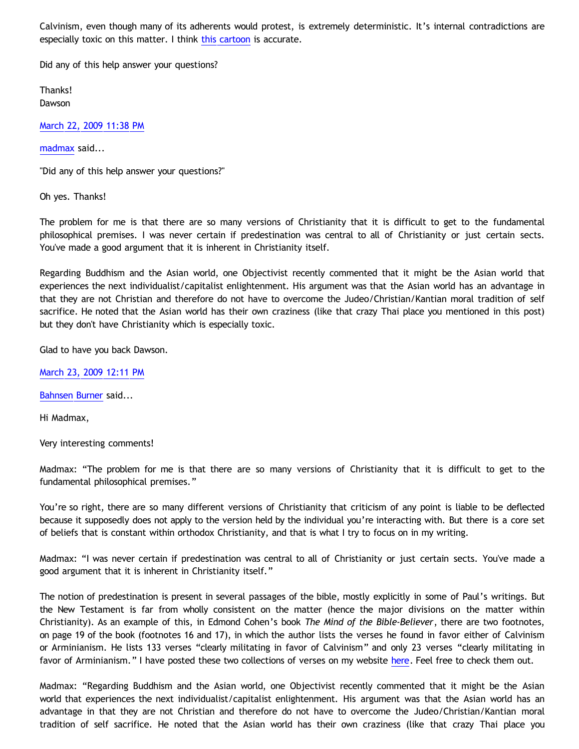Calvinism, even though many of its adherents would protest, is extremely deterministic. It's internal contradictions are especially toxic on this matter. I think this cartoon is accurate.

Did any of this help answer your questions?

Thanks!
Dawson

March 22, 2009 11:38 PM

madmax said...

"Did any of this help answer your questions?"

Oh yes. Thanks!

The problem for me is that there are so many versions of Christianity that it is difficult to get to the fundamental philosophical premises. I was never certain if predestination was central to all of Christianity or just certain sects. You've made a good argument that it is inherent in Christianity itself.

Regarding Buddhism and the Asian world, one Objectivist recently commented that it might be the Asian world that experiences the next individualist/capitalist enlightenment. His argument was that the Asian world has an advantage in that they are not Christian and therefore do not have to overcome the Judeo/Christian/Kantian moral tradition of self sacrifice. He noted that the Asian world has their own craziness (like that crazy Thai place you mentioned in this post) but they don't have Christianity which is especially toxic.

Glad to have you back Dawson.

March 23, 2009 12:11 PM

Bahnsen Burner said...

Hi Madmax,

Very interesting comments!

Madmax: "The problem for me is that there are so many versions of Christianity that it is difficult to get to the fundamental philosophical premises."

You're so right, there are so many different versions of Christianity that criticism of any point is liable to be deflected because it supposedly does not apply to the version held by the individual you're interacting with. But there is a core set of beliefs that is constant within orthodox Christianity, and that is what I try to focus on in my writing.

Madmax: "I was never certain if predestination was central to all of Christianity or just certain sects. You've made a good argument that it is inherent in Christianity itself."

The notion of predestination is present in several passages of the bible, mostly explicitly in some of Paul's writings. But the New Testament is far from wholly consistent on the matter (hence the major divisions on the matter within Christianity). As an example of this, in Edmond Cohen's book *The Mind of the Bible-Believer*, there are two footnotes, on page 19 of the book (footnotes 16 and 17), in which the author lists the verses he found in favor either of Calvinism or Arminianism. He lists 133 verses "clearly militating in favor of Calvinism" and only 23 verses "clearly militating in favor of Arminianism." I have posted these two collections of verses on my website here. Feel free to check them out.

Madmax: "Regarding Buddhism and the Asian world, one Objectivist recently commented that it might be the Asian world that experiences the next individualist/capitalist enlightenment. His argument was that the Asian world has an advantage in that they are not Christian and therefore do not have to overcome the Judeo/Christian/Kantian moral tradition of self sacrifice. He noted that the Asian world has their own craziness (like that crazy Thai place you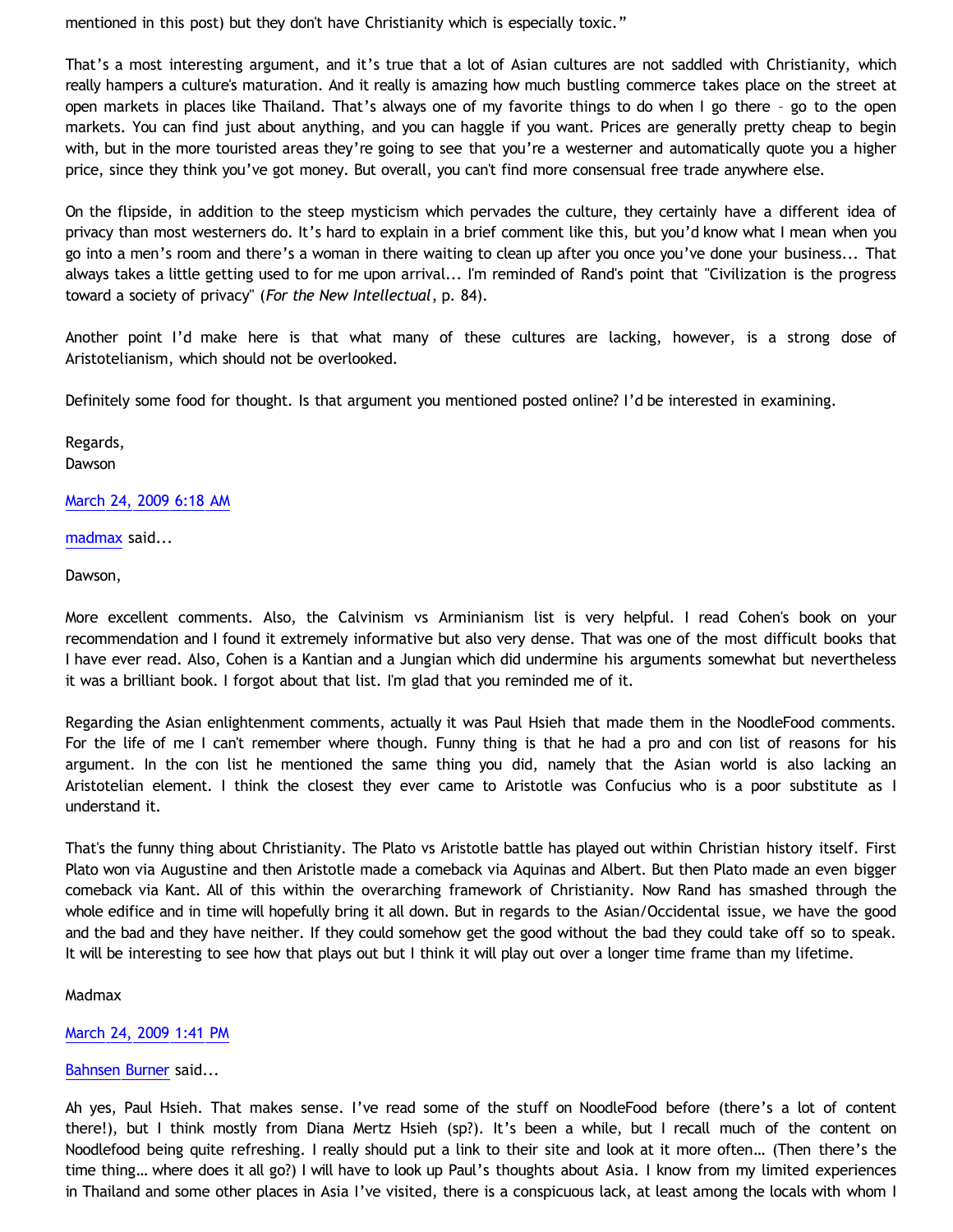mentioned in this post) but they don't have Christianity which is especially toxic."

That's a most interesting argument, and it's true that a lot of Asian cultures are not saddled with Christianity, which really hampers a culture's maturation. And it really is amazing how much bustling commerce takes place on the street at open markets in places like Thailand. That's always one of my favorite things to do when I go there – go to the open markets. You can find just about anything, and you can haggle if you want. Prices are generally pretty cheap to begin with, but in the more touristed areas they're going to see that you're a westerner and automatically quote you a higher price, since they think you've got money. But overall, you can't find more consensual free trade anywhere else.

On the flipside, in addition to the steep mysticism which pervades the culture, they certainly have a different idea of privacy than most westerners do. It's hard to explain in a brief comment like this, but you'd know what I mean when you go into a men's room and there's a woman in there waiting to clean up after you once you've done your business... That always takes a little getting used to for me upon arrival... I'm reminded of Rand's point that "Civilization is the progress toward a society of privacy" (*For the New Intellectual*, p. 84).

Another point I'd make here is that what many of these cultures are lacking, however, is a strong dose of Aristotelianism, which should not be overlooked.

Definitely some food for thought. Is that argument you mentioned posted online? I'd be interested in examining.

Regards,
Dawson

March 24, 2009 6:18 AM

madmax said...

Dawson,

More excellent comments. Also, the Calvinism vs Arminianism list is very helpful. I read Cohen's book on your recommendation and I found it extremely informative but also very dense. That was one of the most difficult books that I have ever read. Also, Cohen is a Kantian and a Jungian which did undermine his arguments somewhat but nevertheless it was a brilliant book. I forgot about that list. I'm glad that you reminded me of it.

Regarding the Asian enlightenment comments, actually it was Paul Hsieh that made them in the NoodleFood comments. For the life of me I can't remember where though. Funny thing is that he had a pro and con list of reasons for his argument. In the con list he mentioned the same thing you did, namely that the Asian world is also lacking an Aristotelian element. I think the closest they ever came to Aristotle was Confucius who is a poor substitute as I understand it.

That's the funny thing about Christianity. The Plato vs Aristotle battle has played out within Christian history itself. First Plato won via Augustine and then Aristotle made a comeback via Aquinas and Albert. But then Plato made an even bigger comeback via Kant. All of this within the overarching framework of Christianity. Now Rand has smashed through the whole edifice and in time will hopefully bring it all down. But in regards to the Asian/Occidental issue, we have the good and the bad and they have neither. If they could somehow get the good without the bad they could take off so to speak. It will be interesting to see how that plays out but I think it will play out over a longer time frame than my lifetime.

Madmax

March 24, 2009 1:41 PM

Bahnsen Burner said...

Ah yes, Paul Hsieh. That makes sense. I've read some of the stuff on NoodleFood before (there's a lot of content there!), but I think mostly from Diana Mertz Hsieh (sp?). It's been a while, but I recall much of the content on Noodlefood being quite refreshing. I really should put a link to their site and look at it more often… (Then there's the time thing… where does it all go?) I will have to look up Paul's thoughts about Asia. I know from my limited experiences in Thailand and some other places in Asia I've visited, there is a conspicuous lack, at least among the locals with whom I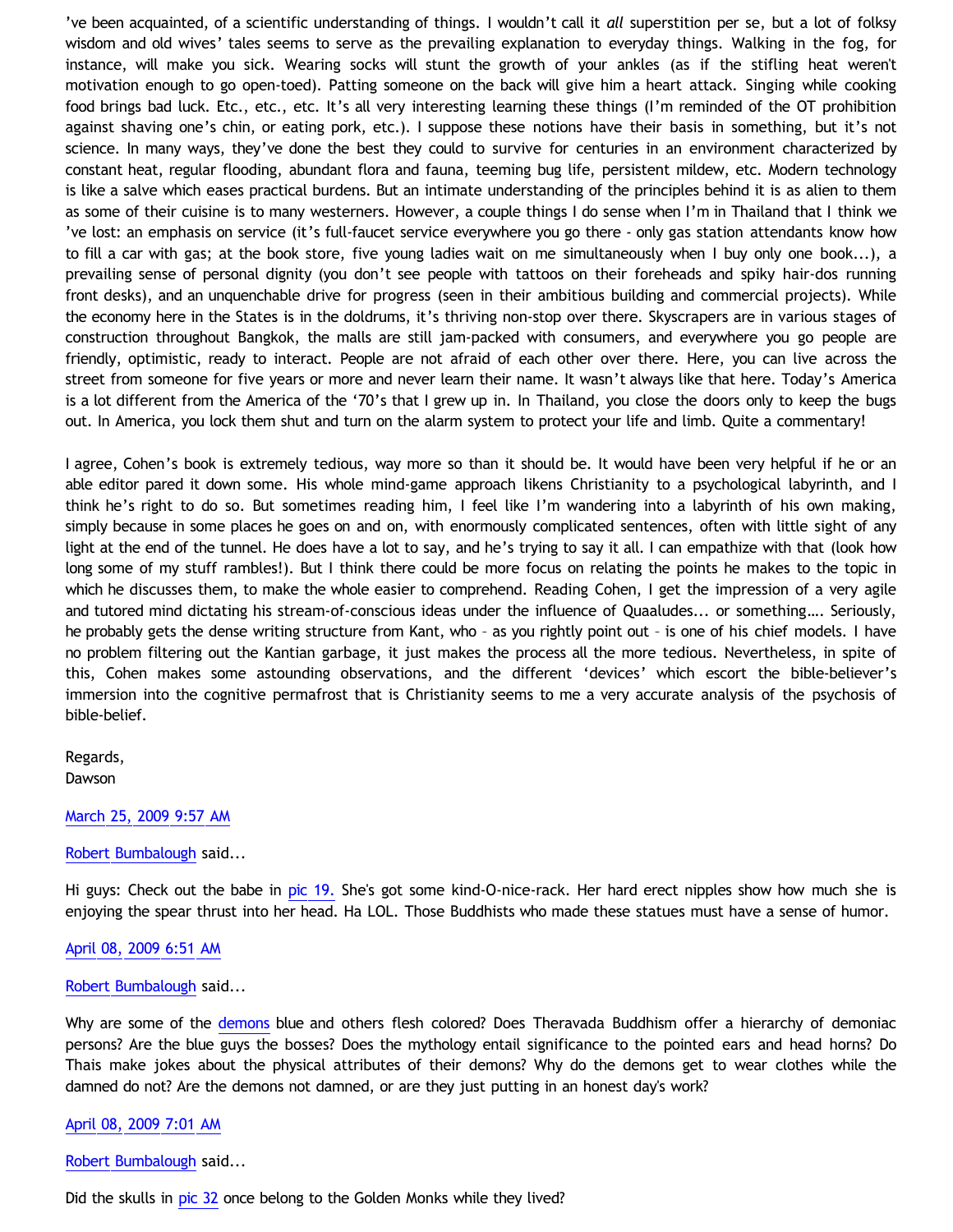've been acquainted, of a scientific understanding of things. I wouldn't call it *all* superstition per se, but a lot of folksy wisdom and old wives' tales seems to serve as the prevailing explanation to everyday things. Walking in the fog, for instance, will make you sick. Wearing socks will stunt the growth of your ankles (as if the stifling heat weren't motivation enough to go open-toed). Patting someone on the back will give him a heart attack. Singing while cooking food brings bad luck. Etc., etc., etc. It's all very interesting learning these things (I'm reminded of the OT prohibition against shaving one's chin, or eating pork, etc.). I suppose these notions have their basis in something, but it's not science. In many ways, they've done the best they could to survive for centuries in an environment characterized by constant heat, regular flooding, abundant flora and fauna, teeming bug life, persistent mildew, etc. Modern technology is like a salve which eases practical burdens. But an intimate understanding of the principles behind it is as alien to them as some of their cuisine is to many westerners. However, a couple things I do sense when I'm in Thailand that I think we 've lost: an emphasis on service (it's full-faucet service everywhere you go there - only gas station attendants know how to fill a car with gas; at the book store, five young ladies wait on me simultaneously when I buy only one book...), a prevailing sense of personal dignity (you don't see people with tattoos on their foreheads and spiky hair-dos running front desks), and an unquenchable drive for progress (seen in their ambitious building and commercial projects). While the economy here in the States is in the doldrums, it's thriving non-stop over there. Skyscrapers are in various stages of construction throughout Bangkok, the malls are still jam-packed with consumers, and everywhere you go people are friendly, optimistic, ready to interact. People are not afraid of each other over there. Here, you can live across the street from someone for five years or more and never learn their name. It wasn't always like that here. Today's America is a lot different from the America of the '70's that I grew up in. In Thailand, you close the doors only to keep the bugs out. In America, you lock them shut and turn on the alarm system to protect your life and limb. Quite a commentary!

I agree, Cohen's book is extremely tedious, way more so than it should be. It would have been very helpful if he or an able editor pared it down some. His whole mind-game approach likens Christianity to a psychological labyrinth, and I think he's right to do so. But sometimes reading him, I feel like I'm wandering into a labyrinth of his own making, simply because in some places he goes on and on, with enormously complicated sentences, often with little sight of any light at the end of the tunnel. He does have a lot to say, and he's trying to say it all. I can empathize with that (look how long some of my stuff rambles!). But I think there could be more focus on relating the points he makes to the topic in which he discusses them, to make the whole easier to comprehend. Reading Cohen, I get the impression of a very agile and tutored mind dictating his stream-of-conscious ideas under the influence of Quaaludes... or something.... Seriously, he probably gets the dense writing structure from Kant, who – as you rightly point out – is one of his chief models. I have no problem filtering out the Kantian garbage, it just makes the process all the more tedious. Nevertheless, in spite of this, Cohen makes some astounding observations, and the different 'devices' which escort the bible-believer's immersion into the cognitive permafrost that is Christianity seems to me a very accurate analysis of the psychosis of bible-belief.

Regards,
Dawson

March 25, 2009 9:57 AM

Robert Bumbalough said...

Hi guys: Check out the babe in pic 19. She's got some kind-O-nice-rack. Her hard erect nipples show how much she is enjoying the spear thrust into her head. Ha LOL. Those Buddhists who made these statues must have a sense of humor.

April 08, 2009 6:51 AM

Robert Bumbalough said...

Why are some of the demons blue and others flesh colored? Does Theravada Buddhism offer a hierarchy of demoniac persons? Are the blue guys the bosses? Does the mythology entail significance to the pointed ears and head horns? Do Thais make jokes about the physical attributes of their demons? Why do the demons get to wear clothes while the damned do not? Are the demons not damned, or are they just putting in an honest day's work?

April 08, 2009 7:01 AM

Robert Bumbalough said...

Did the skulls in pic 32 once belong to the Golden Monks while they lived?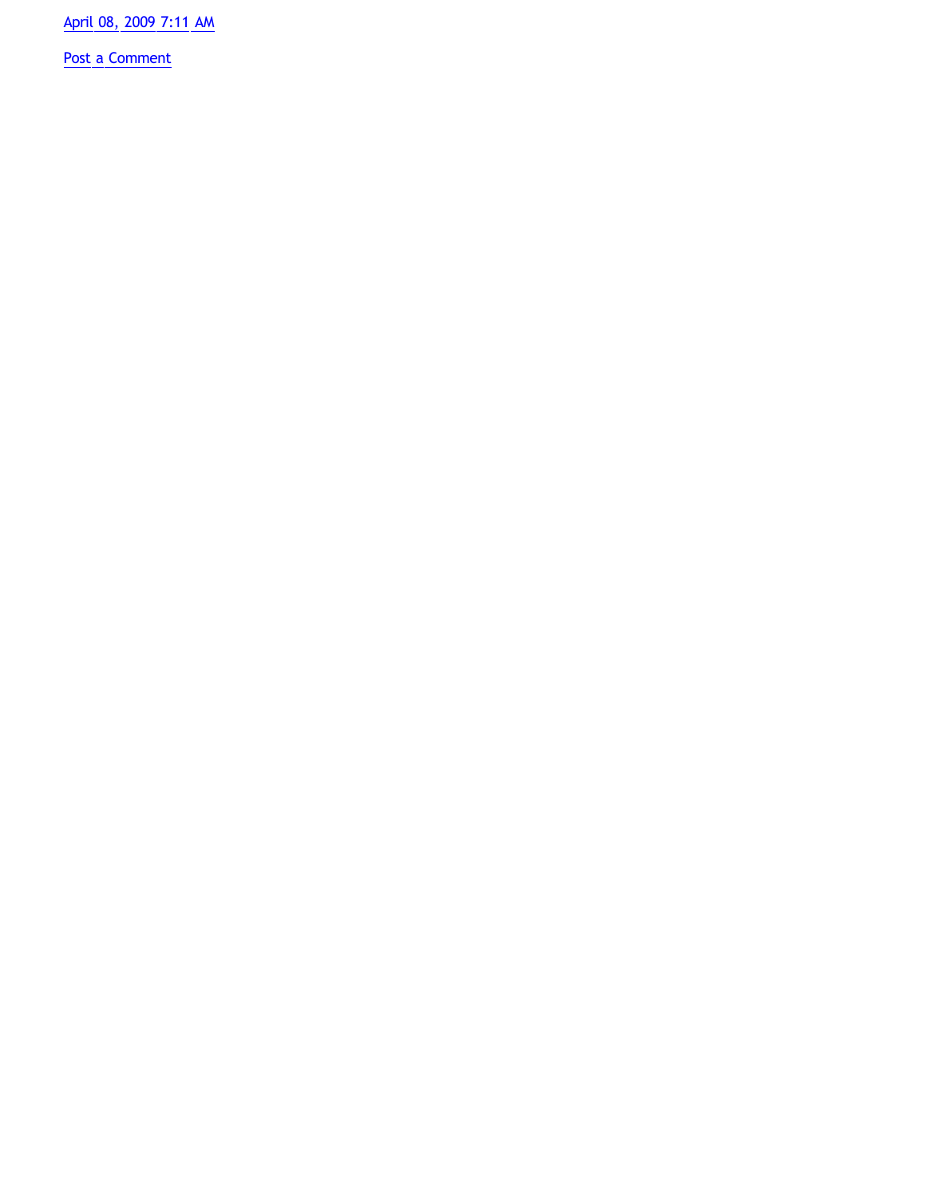[April 08, 2009 7:11 AM]

[Post a Comment]